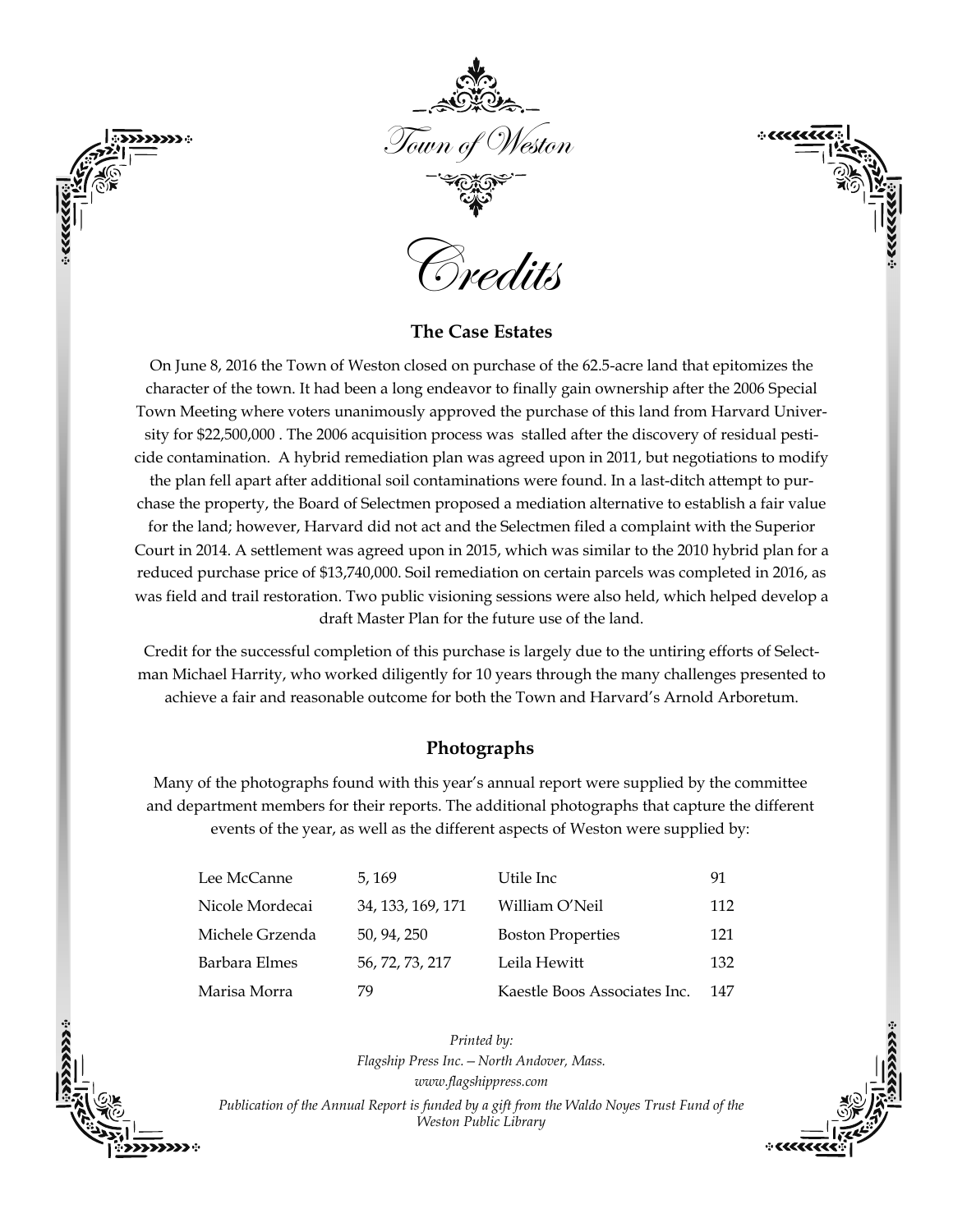*Town of Weston*

# *Credits*

## The Case Estates

On June 8, 2016 the Town of Weston closed on purchase of the 62.5-acre land that epitomizes the character of the town. It had been a long endeavor to finally gain ownership after the 2006 Special Town Meeting where voters unanimously approved the purchase of this land from Harvard University for $22,500,000 . The 2006 acquisition process was stalled after the discovery of residual pesticide contamination. A hybrid remediation plan was agreed upon in 2011, but negotiations to modify the plan fell apart after additional soil contaminations were found. In a last-ditch attempt to purchase the property, the Board of Selectmen proposed a mediation alternative to establish a fair value for the land; however, Harvard did not act and the Selectmen filed a complaint with the Superior Court in 2014. A settlement was agreed upon in 2015, which was similar to the 2010 hybrid plan for a reduced purchase price of $13,740,000. Soil remediation on certain parcels was completed in 2016, as was field and trail restoration. Two public visioning sessions were also held, which helped develop a draft Master Plan for the future use of the land.

Credit for the successful completion of this purchase is largely due to the untiring efforts of Selectman Michael Harrity, who worked diligently for 10 years through the many challenges presented to achieve a fair and reasonable outcome for both the Town and Harvard's Arnold Arboretum.

## Photographs

Many of the photographs found with this year's annual report were supplied by the committee and department members for their reports. The additional photographs that capture the different events of the year, as well as the different aspects of Weston were supplied by:

| | | | |
|---|---|---|---|
| Lee McCanne | 5, 169 | Utile Inc | 91 |
| Nicole Mordecai | 34, 133, 169, 171 | William O'Neil | 112 |
| Michele Grzenda | 50, 94, 250 | Boston Properties | 121 |
| Barbara Elmes | 56, 72, 73, 217 | Leila Hewitt | 132 |
| Marisa Morra | 79 | Kaestle Boos Associates Inc. | 147 |

*Printed by:*
*Flagship Press Inc. – North Andover, Mass.*
*www.flagshippress.com*

*Publication of the Annual Report is funded by a gift from the Waldo Noyes Trust Fund of the Weston Public Library*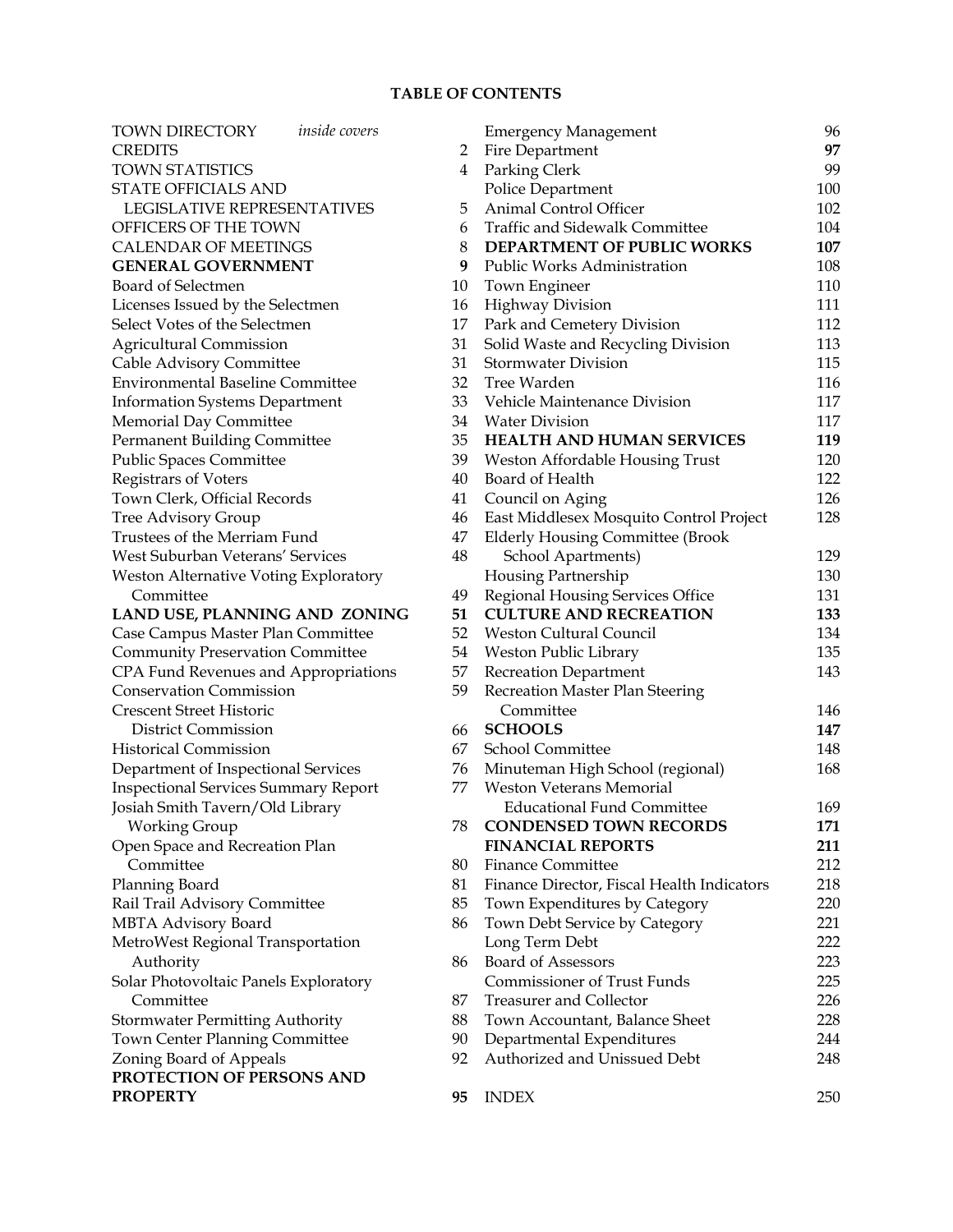**TABLE OF CONTENTS**

| | |
|---|---|
| TOWN DIRECTORY | *inside covers* |
| CREDITS | 2 |
| TOWN STATISTICS | 4 |
| STATE OFFICIALS AND LEGISLATIVE REPRESENTATIVES | 5 |
| OFFICERS OF THE TOWN | 6 |
| CALENDAR OF MEETINGS | 8 |
| **GENERAL GOVERNMENT** | **9** |
| Board of Selectmen | 10 |
| Licenses Issued by the Selectmen | 16 |
| Select Votes of the Selectmen | 17 |
| Agricultural Commission | 31 |
| Cable Advisory Committee | 31 |
| Environmental Baseline Committee | 32 |
| Information Systems Department | 33 |
| Memorial Day Committee | 34 |
| Permanent Building Committee | 35 |
| Public Spaces Committee | 39 |
| Registrars of Voters | 40 |
| Town Clerk, Official Records | 41 |
| Tree Advisory Group | 46 |
| Trustees of the Merriam Fund | 47 |
| West Suburban Veterans' Services | 48 |
| Weston Alternative Voting Exploratory Committee | 49 |
| **LAND USE, PLANNING AND ZONING** | **51** |
| Case Campus Master Plan Committee | 52 |
| Community Preservation Committee | 54 |
| CPA Fund Revenues and Appropriations | 57 |
| Conservation Commission | 59 |
| Crescent Street Historic District Commission | 66 |
| Historical Commission | 67 |
| Department of Inspectional Services | 76 |
| Inspectional Services Summary Report | 77 |
| Josiah Smith Tavern/Old Library Working Group | 78 |
| Open Space and Recreation Plan Committee | 80 |
| Planning Board | 81 |
| Rail Trail Advisory Committee | 85 |
| MBTA Advisory Board | 86 |
| MetroWest Regional Transportation Authority | 86 |
| Solar Photovoltaic Panels Exploratory Committee | 87 |
| Stormwater Permitting Authority | 88 |
| Town Center Planning Committee | 90 |
| Zoning Board of Appeals | 92 |
| **PROTECTION OF PERSONS AND PROPERTY** | **95** |
| Emergency Management | 96 |
| Fire Department | **97** |
| Parking Clerk | 99 |
| Police Department | 100 |
| Animal Control Officer | 102 |
| Traffic and Sidewalk Committee | 104 |
| **DEPARTMENT OF PUBLIC WORKS** | **107** |
| Public Works Administration | 108 |
| Town Engineer | 110 |
| Highway Division | 111 |
| Park and Cemetery Division | 112 |
| Solid Waste and Recycling Division | 113 |
| Stormwater Division | 115 |
| Tree Warden | 116 |
| Vehicle Maintenance Division | 117 |
| Water Division | 117 |
| **HEALTH AND HUMAN SERVICES** | **119** |
| Weston Affordable Housing Trust | 120 |
| Board of Health | 122 |
| Council on Aging | 126 |
| East Middlesex Mosquito Control Project | 128 |
| Elderly Housing Committee (Brook School Apartments) | 129 |
| Housing Partnership | 130 |
| Regional Housing Services Office | 131 |
| **CULTURE AND RECREATION** | **133** |
| Weston Cultural Council | 134 |
| Weston Public Library | 135 |
| Recreation Department | 143 |
| Recreation Master Plan Steering Committee | 146 |
| **SCHOOLS** | **147** |
| School Committee | 148 |
| Minuteman High School (regional) | 168 |
| Weston Veterans Memorial Educational Fund Committee | 169 |
| **CONDENSED TOWN RECORDS** | **171** |
| **FINANCIAL REPORTS** | **211** |
| Finance Committee | 212 |
| Finance Director, Fiscal Health Indicators | 218 |
| Town Expenditures by Category | 220 |
| Town Debt Service by Category | 221 |
| Long Term Debt | 222 |
| Board of Assessors | 223 |
| Commissioner of Trust Funds | 225 |
| Treasurer and Collector | 226 |
| Town Accountant, Balance Sheet | 228 |
| Departmental Expenditures | 244 |
| Authorized and Unissued Debt | 248 |
| INDEX | 250 |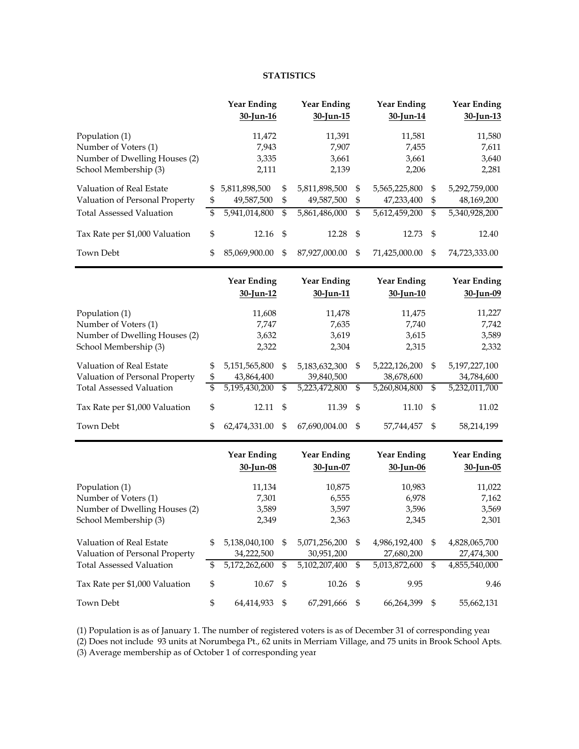# STATISTICS

| | Year Ending 30-Jun-16 | Year Ending 30-Jun-15 | Year Ending 30-Jun-14 | Year Ending 30-Jun-13 |
|---|---|---|---|---|
| Population (1) | 11,472 | 11,391 | 11,581 | 11,580 |
| Number of Voters (1) | 7,943 | 7,907 | 7,455 | 7,611 |
| Number of Dwelling Houses (2) | 3,335 | 3,661 | 3,661 | 3,640 |
| School Membership (3) | 2,111 | 2,139 | 2,206 | 2,281 |
| Valuation of Real Estate | $ 5,811,898,500 | $ 5,811,898,500 | $ 5,565,225,800 | $ 5,292,759,000 |
| Valuation of Personal Property | $ 49,587,500 | $ 49,587,500 | $ 47,233,400 | $ 48,169,200 |
| Total Assessed Valuation | $ 5,941,014,800 | $ 5,861,486,000 | $ 5,612,459,200 | $ 5,340,928,200 |
| Tax Rate per $1,000 Valuation | $ 12.16 | $ 12.28 | $ 12.73 | $ 12.40 |
| Town Debt | $ 85,069,900.00 | $ 87,927,000.00 | $ 71,425,000.00 | $ 74,723,333.00 |

| | Year Ending 30-Jun-12 | Year Ending 30-Jun-11 | Year Ending 30-Jun-10 | Year Ending 30-Jun-09 |
|---|---|---|---|---|
| Population (1) | 11,608 | 11,478 | 11,475 | 11,227 |
| Number of Voters (1) | 7,747 | 7,635 | 7,740 | 7,742 |
| Number of Dwelling Houses (2) | 3,632 | 3,619 | 3,615 | 3,589 |
| School Membership (3) | 2,322 | 2,304 | 2,315 | 2,332 |
| Valuation of Real Estate | $ 5,151,565,800 | $ 5,183,632,300 | $ 5,222,126,200 | $ 5,197,227,100 |
| Valuation of Personal Property | $ 43,864,400 | 39,840,500 | 38,678,600 | 34,784,600 |
| Total Assessed Valuation | $ 5,195,430,200 | $ 5,223,472,800 | $ 5,260,804,800 | $ 5,232,011,700 |
| Tax Rate per $1,000 Valuation | $ 12.11 | $ 11.39 | $ 11.10 | $ 11.02 |
| Town Debt | $ 62,474,331.00 | $ 67,690,004.00 | $ 57,744,457 | $ 58,214,199 |

| | Year Ending 30-Jun-08 | Year Ending 30-Jun-07 | Year Ending 30-Jun-06 | Year Ending 30-Jun-05 |
|---|---|---|---|---|
| Population (1) | 11,134 | 10,875 | 10,983 | 11,022 |
| Number of Voters (1) | 7,301 | 6,555 | 6,978 | 7,162 |
| Number of Dwelling Houses (2) | 3,589 | 3,597 | 3,596 | 3,569 |
| School Membership (3) | 2,349 | 2,363 | 2,345 | 2,301 |
| Valuation of Real Estate | $ 5,138,040,100 | $ 5,071,256,200 | $ 4,986,192,400 | $ 4,828,065,700 |
| Valuation of Personal Property | 34,222,500 | 30,951,200 | 27,680,200 | 27,474,300 |
| Total Assessed Valuation | $ 5,172,262,600 | $ 5,102,207,400 | $ 5,013,872,600 | $ 4,855,540,000 |
| Tax Rate per $1,000 Valuation | $ 10.67 | $ 10.26 | $ 9.95 | 9.46 |
| Town Debt | $ 64,414,933 | $ 67,291,666 | $ 66,264,399 | $ 55,662,131 |

(1) Population is as of January 1. The number of registered voters is as of December 31 of corresponding year

(2) Does not include 93 units at Norumbega Pt., 62 units in Merriam Village, and 75 units in Brook School Apts.

(3) Average membership as of October 1 of corresponding year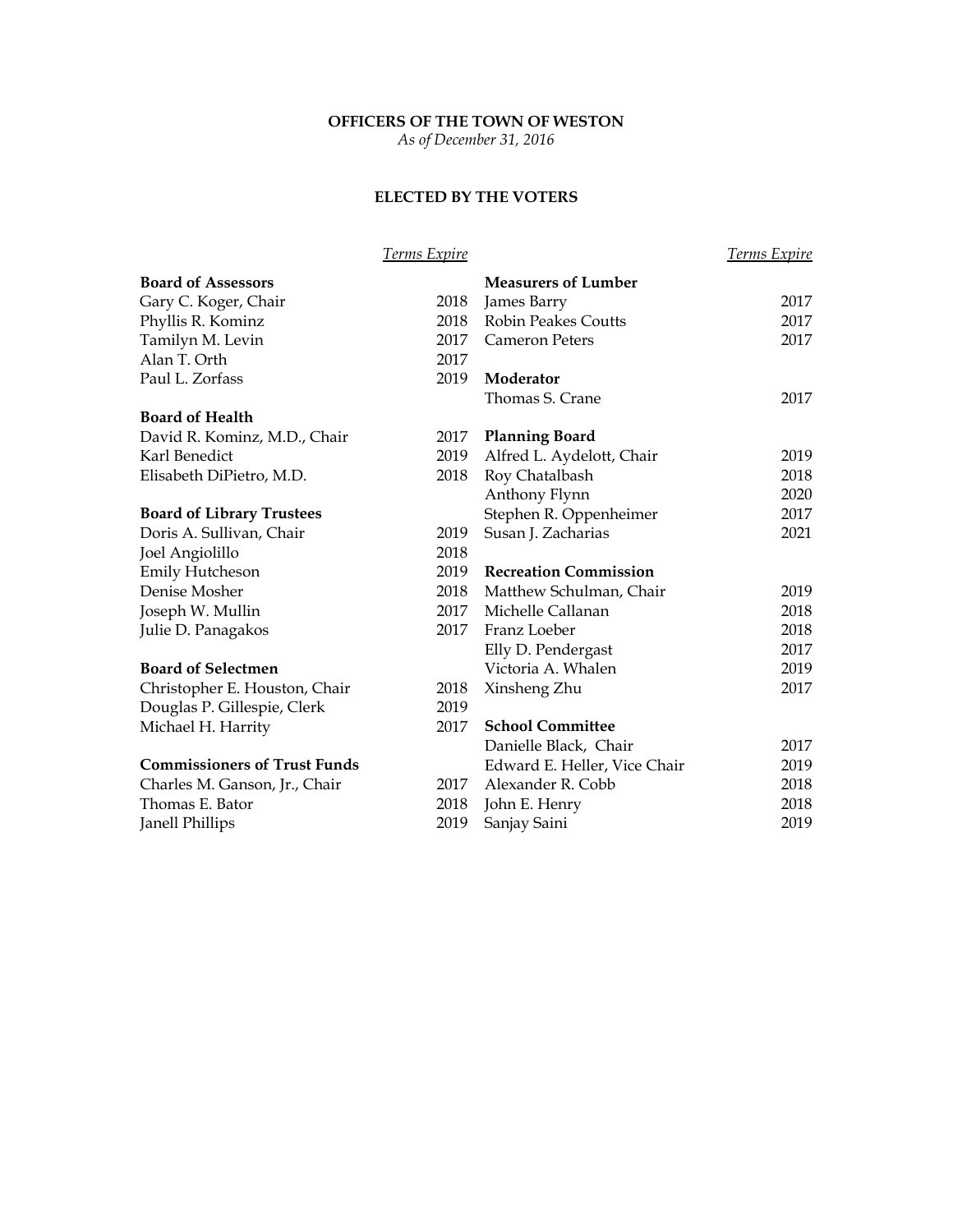# OFFICERS OF THE TOWN OF WESTON

*As of December 31, 2016*

## ELECTED BY THE VOTERS

| | *Terms Expire* |
|---|---|
| **Board of Assessors** | |
| Gary C. Koger, Chair | 2018 |
| Phyllis R. Kominz | 2018 |
| Tamilyn M. Levin | 2017 |
| Alan T. Orth | 2017 |
| Paul L. Zorfass | 2019 |
| **Board of Health** | |
| David R. Kominz, M.D., Chair | 2017 |
| Karl Benedict | 2019 |
| Elisabeth DiPietro, M.D. | 2018 |
| **Board of Library Trustees** | |
| Doris A. Sullivan, Chair | 2019 |
| Joel Angiolillo | 2018 |
| Emily Hutcheson | 2019 |
| Denise Mosher | 2018 |
| Joseph W. Mullin | 2017 |
| Julie D. Panagakos | 2017 |
| **Board of Selectmen** | |
| Christopher E. Houston, Chair | 2018 |
| Douglas P. Gillespie, Clerk | 2019 |
| Michael H. Harrity | 2017 |
| **Commissioners of Trust Funds** | |
| Charles M. Ganson, Jr., Chair | 2017 |
| Thomas E. Bator | 2018 |
| Janell Phillips | 2019 |

| | *Terms Expire* |
|---|---|
| **Measurers of Lumber** | |
| James Barry | 2017 |
| Robin Peakes Coutts | 2017 |
| Cameron Peters | 2017 |
| **Moderator** | |
| Thomas S. Crane | 2017 |
| **Planning Board** | |
| Alfred L. Aydelott, Chair | 2019 |
| Roy Chatalbash | 2018 |
| Anthony Flynn | 2020 |
| Stephen R. Oppenheimer | 2017 |
| Susan J. Zacharias | 2021 |
| **Recreation Commission** | |
| Matthew Schulman, Chair | 2019 |
| Michelle Callanan | 2018 |
| Franz Loeber | 2018 |
| Elly D. Pendergast | 2017 |
| Victoria A. Whalen | 2019 |
| Xinsheng Zhu | 2017 |
| **School Committee** | |
| Danielle Black, Chair | 2017 |
| Edward E. Heller, Vice Chair | 2019 |
| Alexander R. Cobb | 2018 |
| John E. Henry | 2018 |
| Sanjay Saini | 2019 |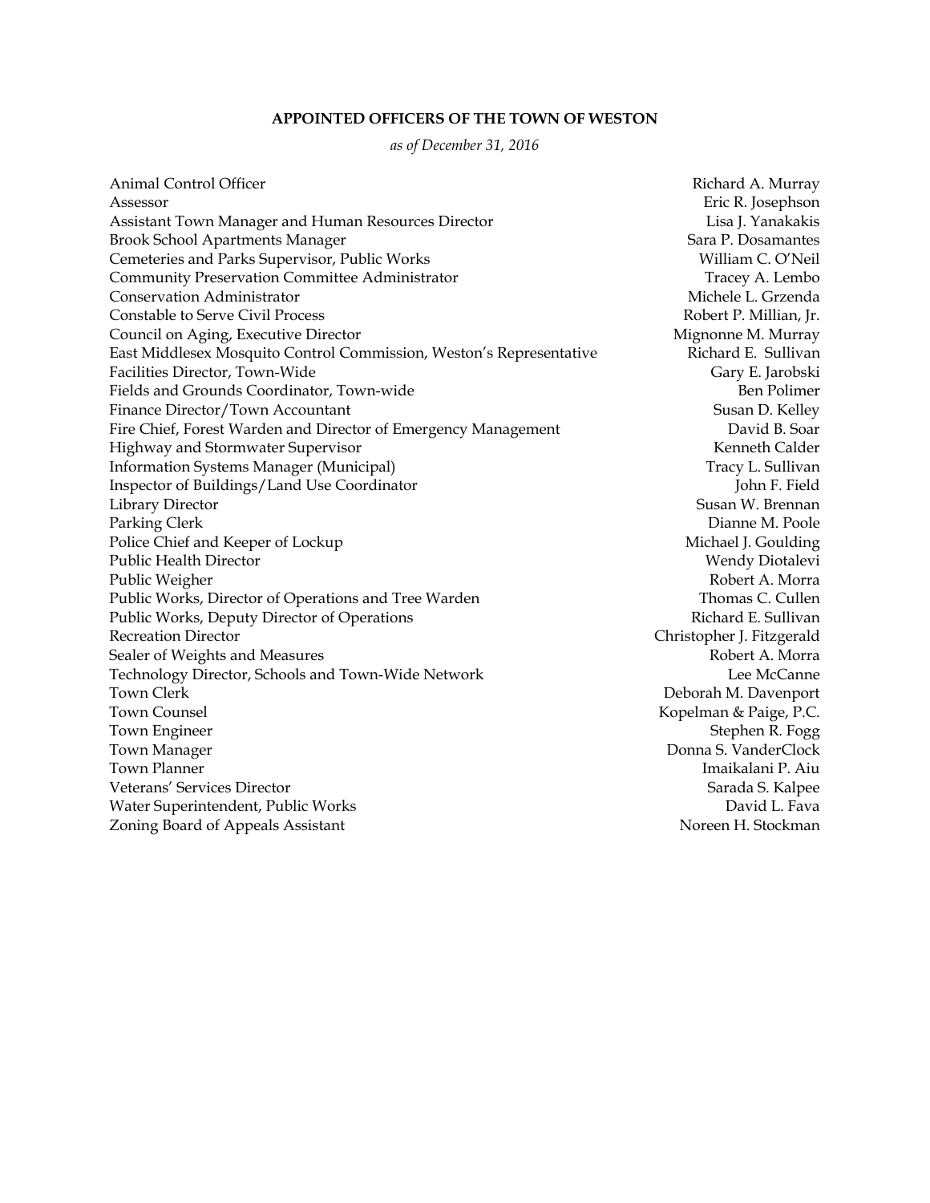## APPOINTED OFFICERS OF THE TOWN OF WESTON

*as of December 31, 2016*

| | |
|---|---|
| Animal Control Officer | Richard A. Murray |
| Assessor | Eric R. Josephson |
| Assistant Town Manager and Human Resources Director | Lisa J. Yanakakis |
| Brook School Apartments Manager | Sara P. Dosamantes |
| Cemeteries and Parks Supervisor, Public Works | William C. O'Neil |
| Community Preservation Committee Administrator | Tracey A. Lembo |
| Conservation Administrator | Michele L. Grzenda |
| Constable to Serve Civil Process | Robert P. Millian, Jr. |
| Council on Aging, Executive Director | Mignonne M. Murray |
| East Middlesex Mosquito Control Commission, Weston's Representative | Richard E. Sullivan |
| Facilities Director, Town-Wide | Gary E. Jarobski |
| Fields and Grounds Coordinator, Town-wide | Ben Polimer |
| Finance Director/Town Accountant | Susan D. Kelley |
| Fire Chief, Forest Warden and Director of Emergency Management | David B. Soar |
| Highway and Stormwater Supervisor | Kenneth Calder |
| Information Systems Manager (Municipal) | Tracy L. Sullivan |
| Inspector of Buildings/Land Use Coordinator | John F. Field |
| Library Director | Susan W. Brennan |
| Parking Clerk | Dianne M. Poole |
| Police Chief and Keeper of Lockup | Michael J. Goulding |
| Public Health Director | Wendy Diotalevi |
| Public Weigher | Robert A. Morra |
| Public Works, Director of Operations and Tree Warden | Thomas C. Cullen |
| Public Works, Deputy Director of Operations | Richard E. Sullivan |
| Recreation Director | Christopher J. Fitzgerald |
| Sealer of Weights and Measures | Robert A. Morra |
| Technology Director, Schools and Town-Wide Network | Lee McCanne |
| Town Clerk | Deborah M. Davenport |
| Town Counsel | Kopelman & Paige, P.C. |
| Town Engineer | Stephen R. Fogg |
| Town Manager | Donna S. VanderClock |
| Town Planner | Imaikalani P. Aiu |
| Veterans' Services Director | Sarada S. Kalpee |
| Water Superintendent, Public Works | David L. Fava |
| Zoning Board of Appeals Assistant | Noreen H. Stockman |